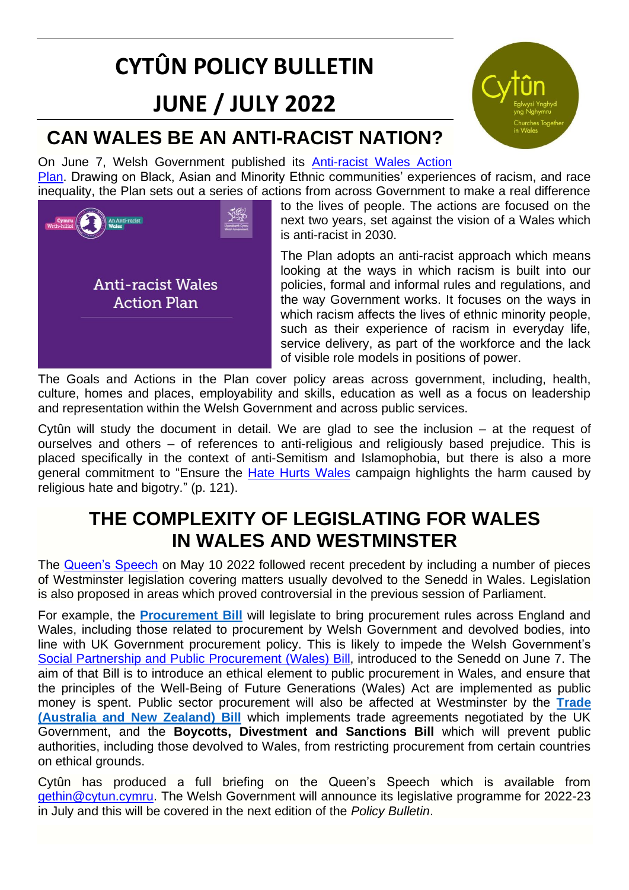# CYTÛN POLICY BULLETIN

# JUNE / JULY 2022

## CAN WALES BE AN ANTI-RACIST NATION?

On June 7, Welsh Government published its Anti-racist Wales Action Plan. Drawing on Black, Asian and Minority Ethnic communities' experiences of racism, and race inequality, the Plan sets out a series of actions from across Government to make a real difference to the lives of people. The actions are focused on the next two years, set against the vision of a Wales which is anti-racist in 2030.

The Plan adopts an anti-racist approach which means looking at the ways in which racism is built into our policies, formal and informal rules and regulations, and the way Government works. It focuses on the ways in which racism affects the lives of ethnic minority people, such as their experience of racism in everyday life, service delivery, as part of the workforce and the lack of visible role models in positions of power.

The Goals and Actions in the Plan cover policy areas across government, including, health, culture, homes and places, employability and skills, education as well as a focus on leadership and representation within the Welsh Government and across public services.

Cytûn will study the document in detail. We are glad to see the inclusion – at the request of ourselves and others – of references to anti-religious and religiously based prejudice. This is placed specifically in the context of anti-Semitism and Islamophobia, but there is also a more general commitment to "Ensure the Hate Hurts Wales campaign highlights the harm caused by religious hate and bigotry." (p. 121).

## THE COMPLEXITY OF LEGISLATING FOR WALES IN WALES AND WESTMINSTER

The Queen's Speech on May 10 2022 followed recent precedent by including a number of pieces of Westminster legislation covering matters usually devolved to the Senedd in Wales. Legislation is also proposed in areas which proved controversial in the previous session of Parliament.

For example, the **Procurement Bill** will legislate to bring procurement rules across England and Wales, including those related to procurement by Welsh Government and devolved bodies, into line with UK Government procurement policy. This is likely to impede the Welsh Government's Social Partnership and Public Procurement (Wales) Bill, introduced to the Senedd on June 7. The aim of that Bill is to introduce an ethical element to public procurement in Wales, and ensure that the principles of the Well-Being of Future Generations (Wales) Act are implemented as public money is spent. Public sector procurement will also be affected at Westminster by the **Trade (Australia and New Zealand) Bill** which implements trade agreements negotiated by the UK Government, and the **Boycotts, Divestment and Sanctions Bill** which will prevent public authorities, including those devolved to Wales, from restricting procurement from certain countries on ethical grounds.

Cytûn has produced a full briefing on the Queen's Speech which is available from gethin@cytun.cymru. The Welsh Government will announce its legislative programme for 2022-23 in July and this will be covered in the next edition of the *Policy Bulletin*.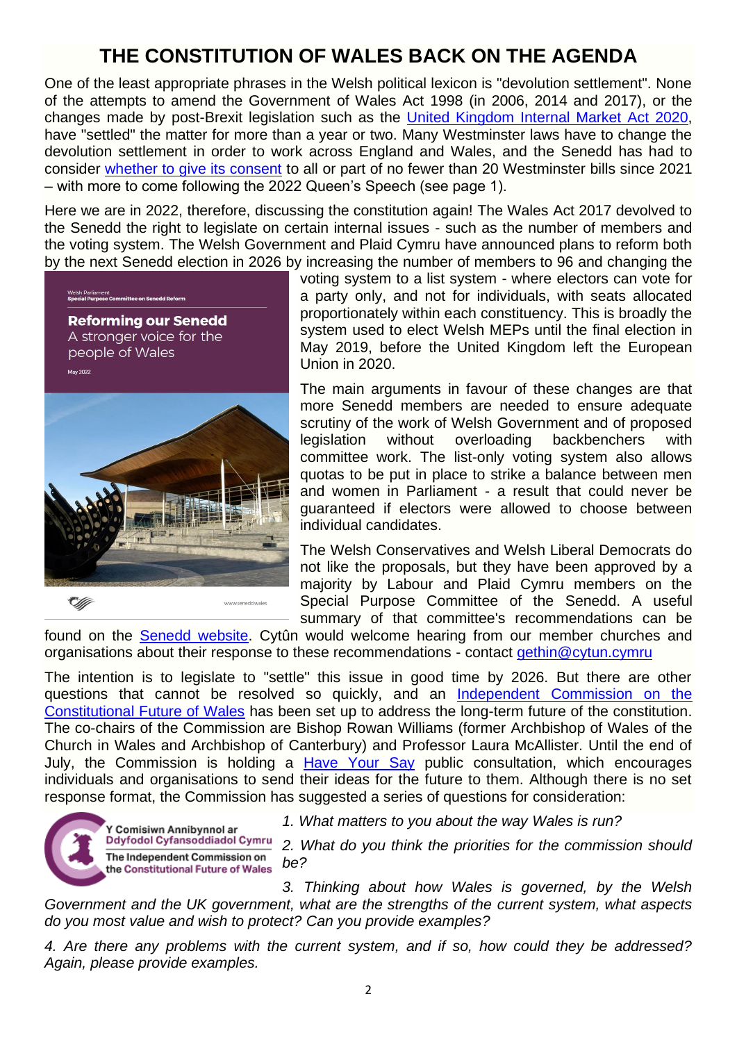# THE CONSTITUTION OF WALES BACK ON THE AGENDA

One of the least appropriate phrases in the Welsh political lexicon is "devolution settlement". None of the attempts to amend the Government of Wales Act 1998 (in 2006, 2014 and 2017), or the changes made by post-Brexit legislation such as the United Kingdom Internal Market Act 2020, have "settled" the matter for more than a year or two. Many Westminster laws have to change the devolution settlement in order to work across England and Wales, and the Senedd has had to consider whether to give its consent to all or part of no fewer than 20 Westminster bills since 2021 – with more to come following the 2022 Queen's Speech (see page 1).

Here we are in 2022, therefore, discussing the constitution again! The Wales Act 2017 devolved to the Senedd the right to legislate on certain internal issues - such as the number of members and the voting system. The Welsh Government and Plaid Cymru have announced plans to reform both by the next Senedd election in 2026 by increasing the number of members to 96 and changing the voting system to a list system - where electors can vote for a party only, and not for individuals, with seats allocated proportionately within each constituency. This is broadly the system used to elect Welsh MEPs until the final election in May 2019, before the United Kingdom left the European Union in 2020.

The main arguments in favour of these changes are that more Senedd members are needed to ensure adequate scrutiny of the work of Welsh Government and of proposed legislation without overloading backbenchers with committee work. The list-only voting system also allows quotas to be put in place to strike a balance between men and women in Parliament - a result that could never be guaranteed if electors were allowed to choose between individual candidates.

The Welsh Conservatives and Welsh Liberal Democrats do not like the proposals, but they have been approved by a majority by Labour and Plaid Cymru members on the Special Purpose Committee of the Senedd. A useful summary of that committee's recommendations can be found on the Senedd website. Cytûn would welcome hearing from our member churches and organisations about their response to these recommendations - contact gethin@cytun.cymru

The intention is to legislate to "settle" this issue in good time by 2026. But there are other questions that cannot be resolved so quickly, and an Independent Commission on the Constitutional Future of Wales has been set up to address the long-term future of the constitution. The co-chairs of the Commission are Bishop Rowan Williams (former Archbishop of Wales of the Church in Wales and Archbishop of Canterbury) and Professor Laura McAllister. Until the end of July, the Commission is holding a Have Your Say public consultation, which encourages individuals and organisations to send their ideas for the future to them. Although there is no set response format, the Commission has suggested a series of questions for consideration:

*1. What matters to you about the way Wales is run?*

*2. What do you think the priorities for the commission should be?*

*3. Thinking about how Wales is governed, by the Welsh Government and the UK government, what are the strengths of the current system, what aspects do you most value and wish to protect? Can you provide examples?*

*4. Are there any problems with the current system, and if so, how could they be addressed? Again, please provide examples.*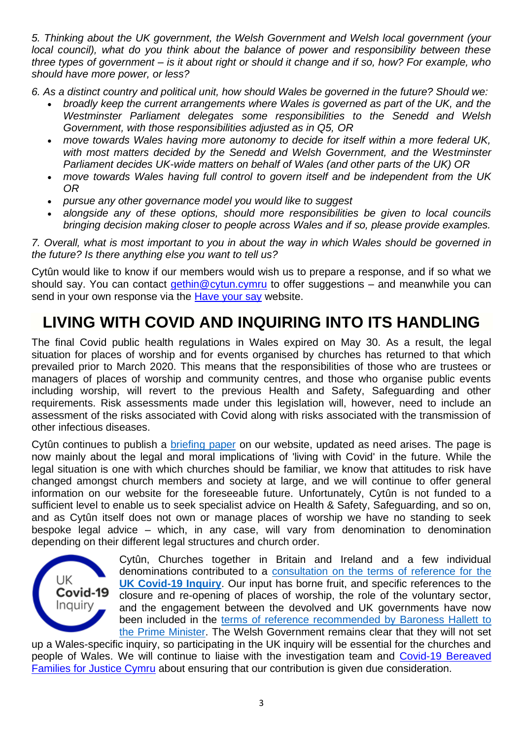*5. Thinking about the UK government, the Welsh Government and Welsh local government (your local council), what do you think about the balance of power and responsibility between these three types of government – is it about right or should it change and if so, how? For example, who should have more power, or less?*

*6. As a distinct country and political unit, how should Wales be governed in the future? Should we:*

- *broadly keep the current arrangements where Wales is governed as part of the UK, and the Westminster Parliament delegates some responsibilities to the Senedd and Welsh Government, with those responsibilities adjusted as in Q5, OR*
- *move towards Wales having more autonomy to decide for itself within a more federal UK, with most matters decided by the Senedd and Welsh Government, and the Westminster Parliament decides UK-wide matters on behalf of Wales (and other parts of the UK) OR*
- *move towards Wales having full control to govern itself and be independent from the UK OR*
- *pursue any other governance model you would like to suggest*
- *alongside any of these options, should more responsibilities be given to local councils bringing decision making closer to people across Wales and if so, please provide examples.*

*7. Overall, what is most important to you in about the way in which Wales should be governed in the future? Is there anything else you want to tell us?*

Cytûn would like to know if our members would wish us to prepare a response, and if so what we should say. You can contact gethin@cytun.cymru to offer suggestions – and meanwhile you can send in your own response via the Have your say website.

# LIVING WITH COVID AND INQUIRING INTO ITS HANDLING

The final Covid public health regulations in Wales expired on May 30. As a result, the legal situation for places of worship and for events organised by churches has returned to that which prevailed prior to March 2020. This means that the responsibilities of those who are trustees or managers of places of worship and community centres, and those who organise public events including worship, will revert to the previous Health and Safety, Safeguarding and other requirements. Risk assessments made under this legislation will, however, need to include an assessment of the risks associated with Covid along with risks associated with the transmission of other infectious diseases.

Cytûn continues to publish a briefing paper on our website, updated as need arises. The page is now mainly about the legal and moral implications of 'living with Covid' in the future. While the legal situation is one with which churches should be familiar, we know that attitudes to risk have changed amongst church members and society at large, and we will continue to offer general information on our website for the foreseeable future. Unfortunately, Cytûn is not funded to a sufficient level to enable us to seek specialist advice on Health & Safety, Safeguarding, and so on, and as Cytûn itself does not own or manage places of worship we have no standing to seek bespoke legal advice – which, in any case, will vary from denomination to denomination depending on their different legal structures and church order.

Cytûn, Churches together in Britain and Ireland and a few individual denominations contributed to a consultation on the terms of reference for the **UK Covid-19 Inquiry**. Our input has borne fruit, and specific references to the closure and re-opening of places of worship, the role of the voluntary sector, and the engagement between the devolved and UK governments have now been included in the terms of reference recommended by Baroness Hallett to the Prime Minister. The Welsh Government remains clear that they will not set up a Wales-specific inquiry, so participating in the UK inquiry will be essential for the churches and people of Wales. We will continue to liaise with the investigation team and Covid-19 Bereaved Families for Justice Cymru about ensuring that our contribution is given due consideration.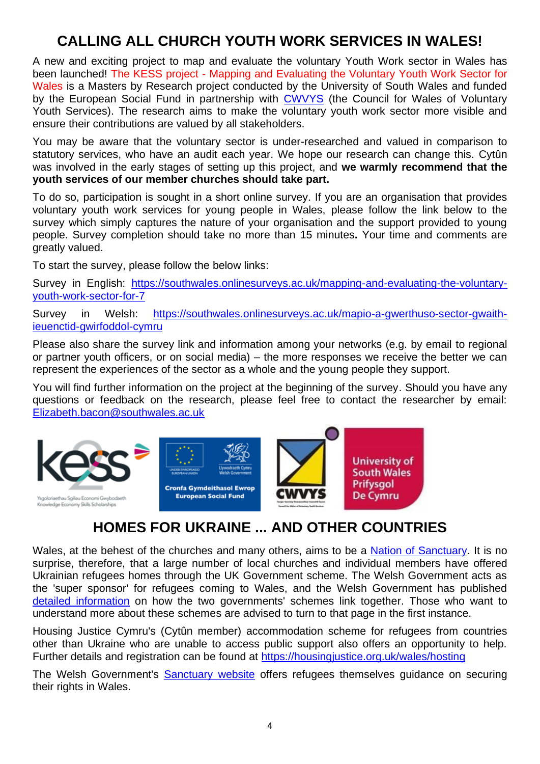# CALLING ALL CHURCH YOUTH WORK SERVICES IN WALES!

A new and exciting project to map and evaluate the voluntary Youth Work sector in Wales has been launched! The KESS project - Mapping and Evaluating the Voluntary Youth Work Sector for Wales is a Masters by Research project conducted by the University of South Wales and funded by the European Social Fund in partnership with CWVYS (the Council for Wales of Voluntary Youth Services). The research aims to make the voluntary youth work sector more visible and ensure their contributions are valued by all stakeholders.

You may be aware that the voluntary sector is under-researched and valued in comparison to statutory services, who have an audit each year. We hope our research can change this. Cytûn was involved in the early stages of setting up this project, and **we warmly recommend that the youth services of our member churches should take part.**

To do so, participation is sought in a short online survey. If you are an organisation that provides voluntary youth work services for young people in Wales, please follow the link below to the survey which simply captures the nature of your organisation and the support provided to young people. Survey completion should take no more than 15 minutes**.** Your time and comments are greatly valued.

To start the survey, please follow the below links:

Survey in English: https://southwales.onlinesurveys.ac.uk/mapping-and-evaluating-the-voluntary-youth-work-sector-for-7

Survey in Welsh: https://southwales.onlinesurveys.ac.uk/mapio-a-gwerthuso-sector-gwaith-ieuenctid-gwirfoddol-cymru

Please also share the survey link and information among your networks (e.g. by email to regional or partner youth officers, or on social media) – the more responses we receive the better we can represent the experiences of the sector as a whole and the young people they support.

You will find further information on the project at the beginning of the survey. Should you have any questions or feedback on the research, please feel free to contact the researcher by email: Elizabeth.bacon@southwales.ac.uk

# HOMES FOR UKRAINE ... AND OTHER COUNTRIES

Wales, at the behest of the churches and many others, aims to be a Nation of Sanctuary. It is no surprise, therefore, that a large number of local churches and individual members have offered Ukrainian refugees homes through the UK Government scheme. The Welsh Government acts as the 'super sponsor' for refugees coming to Wales, and the Welsh Government has published detailed information on how the two governments' schemes link together. Those who want to understand more about these schemes are advised to turn to that page in the first instance.

Housing Justice Cymru's (Cytûn member) accommodation scheme for refugees from countries other than Ukraine who are unable to access public support also offers an opportunity to help. Further details and registration can be found at https://housingjustice.org.uk/wales/hosting

The Welsh Government's Sanctuary website offers refugees themselves guidance on securing their rights in Wales.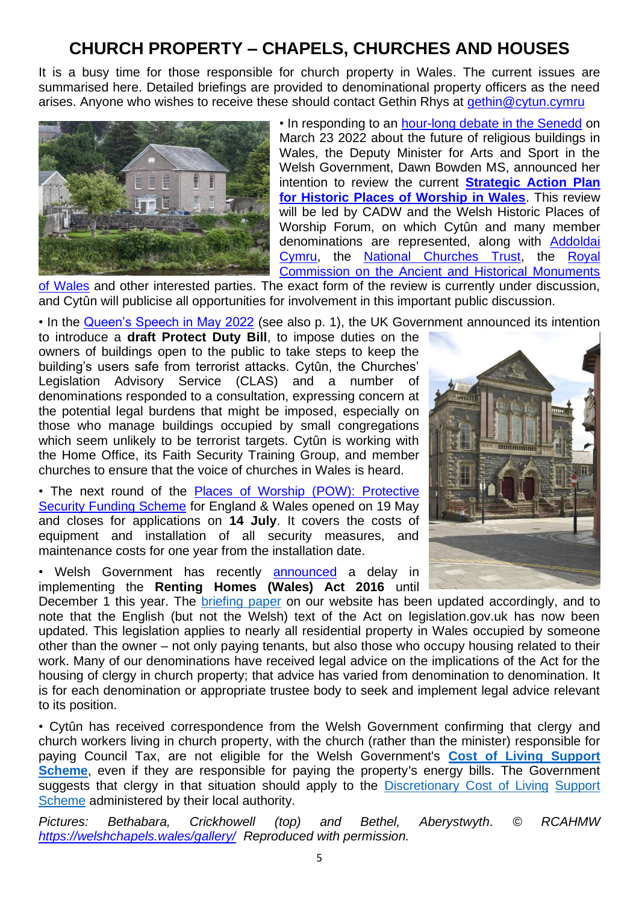# CHURCH PROPERTY – CHAPELS, CHURCHES AND HOUSES

It is a busy time for those responsible for church property in Wales. The current issues are summarised here. Detailed briefings are provided to denominational property officers as the need arises. Anyone who wishes to receive these should contact Gethin Rhys at gethin@cytun.cymru

• In responding to an hour-long debate in the Senedd on March 23 2022 about the future of religious buildings in Wales, the Deputy Minister for Arts and Sport in the Welsh Government, Dawn Bowden MS, announced her intention to review the current **Strategic Action Plan for Historic Places of Worship in Wales**. This review will be led by CADW and the Welsh Historic Places of Worship Forum, on which Cytûn and many member denominations are represented, along with Addoldai Cymru, the National Churches Trust, the Royal Commission on the Ancient and Historical Monuments of Wales and other interested parties. The exact form of the review is currently under discussion, and Cytûn will publicise all opportunities for involvement in this important public discussion.

• In the Queen's Speech in May 2022 (see also p. 1), the UK Government announced its intention to introduce a **draft Protect Duty Bill**, to impose duties on the owners of buildings open to the public to take steps to keep the building's users safe from terrorist attacks. Cytûn, the Churches' Legislation Advisory Service (CLAS) and a number of denominations responded to a consultation, expressing concern at the potential legal burdens that might be imposed, especially on those who manage buildings occupied by small congregations which seem unlikely to be terrorist targets. Cytûn is working with the Home Office, its Faith Security Training Group, and member churches to ensure that the voice of churches in Wales is heard.

• The next round of the Places of Worship (POW): Protective Security Funding Scheme for England & Wales opened on 19 May and closes for applications on **14 July**. It covers the costs of equipment and installation of all security measures, and maintenance costs for one year from the installation date.

• Welsh Government has recently announced a delay in implementing the **Renting Homes (Wales) Act 2016** until December 1 this year. The briefing paper on our website has been updated accordingly, and to note that the English (but not the Welsh) text of the Act on legislation.gov.uk has now been updated. This legislation applies to nearly all residential property in Wales occupied by someone other than the owner – not only paying tenants, but also those who occupy housing related to their work. Many of our denominations have received legal advice on the implications of the Act for the housing of clergy in church property; that advice has varied from denomination to denomination. It is for each denomination or appropriate trustee body to seek and implement legal advice relevant to its position.

• Cytûn has received correspondence from the Welsh Government confirming that clergy and church workers living in church property, with the church (rather than the minister) responsible for paying Council Tax, are not eligible for the Welsh Government's **Cost of Living Support Scheme**, even if they are responsible for paying the property's energy bills. The Government suggests that clergy in that situation should apply to the Discretionary Cost of Living Support Scheme administered by their local authority.

*Pictures: Bethabara, Crickhowell (top) and Bethel, Aberystwyth. © RCAHMW https://welshchapels.wales/gallery/ Reproduced with permission.*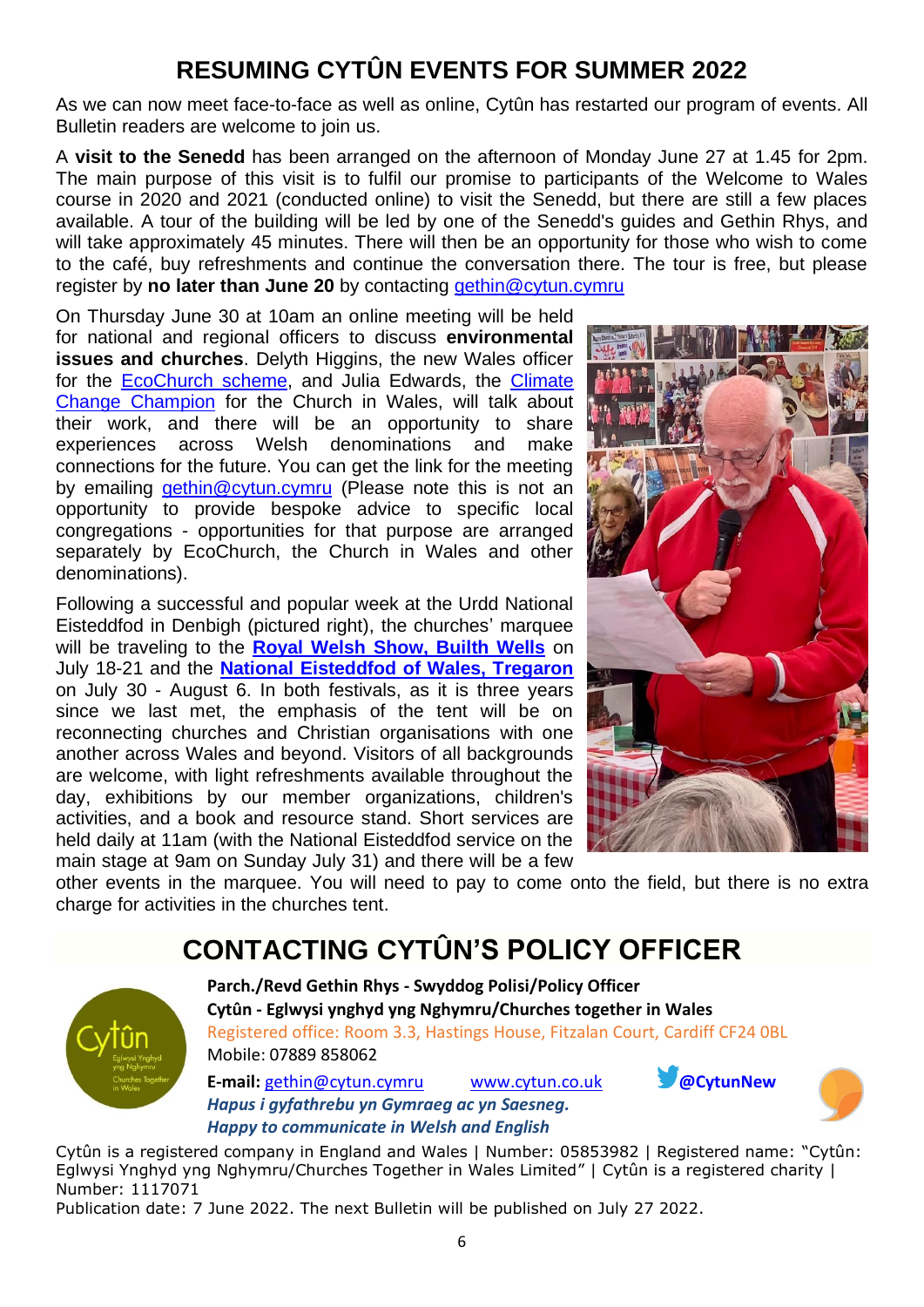# RESUMING CYTÛN EVENTS FOR SUMMER 2022

As we can now meet face-to-face as well as online, Cytûn has restarted our program of events. All Bulletin readers are welcome to join us.

A **visit to the Senedd** has been arranged on the afternoon of Monday June 27 at 1.45 for 2pm. The main purpose of this visit is to fulfil our promise to participants of the Welcome to Wales course in 2020 and 2021 (conducted online) to visit the Senedd, but there are still a few places available. A tour of the building will be led by one of the Senedd's guides and Gethin Rhys, and will take approximately 45 minutes. There will then be an opportunity for those who wish to come to the café, buy refreshments and continue the conversation there. The tour is free, but please register by **no later than June 20** by contacting gethin@cytun.cymru

On Thursday June 30 at 10am an online meeting will be held for national and regional officers to discuss **environmental issues and churches**. Delyth Higgins, the new Wales officer for the EcoChurch scheme, and Julia Edwards, the Climate Change Champion for the Church in Wales, will talk about their work, and there will be an opportunity to share experiences across Welsh denominations and make connections for the future. You can get the link for the meeting by emailing gethin@cytun.cymru (Please note this is not an opportunity to provide bespoke advice to specific local congregations - opportunities for that purpose are arranged separately by EcoChurch, the Church in Wales and other denominations).

Following a successful and popular week at the Urdd National Eisteddfod in Denbigh (pictured right), the churches' marquee will be traveling to the **Royal Welsh Show, Builth Wells** on July 18-21 and the **National Eisteddfod of Wales, Tregaron** on July 30 - August 6. In both festivals, as it is three years since we last met, the emphasis of the tent will be on reconnecting churches and Christian organisations with one another across Wales and beyond. Visitors of all backgrounds are welcome, with light refreshments available throughout the day, exhibitions by our member organizations, children's activities, and a book and resource stand. Short services are held daily at 11am (with the National Eisteddfod service on the main stage at 9am on Sunday July 31) and there will be a few other events in the marquee. You will need to pay to come onto the field, but there is no extra charge for activities in the churches tent.

# CONTACTING CYTÛN'S POLICY OFFICER

**Parch./Revd Gethin Rhys - Swyddog Polisi/Policy Officer**
**Cytûn - Eglwysi ynghyd yng Nghymru/Churches together in Wales**
Registered office: Room 3.3, Hastings House, Fitzalan Court, Cardiff CF24 0BL
Mobile: 07889 858062
**E-mail:** gethin@cytun.cymru www.cytun.co.uk **@CytunNew**
***Hapus i gyfathrebu yn Gymraeg ac yn Saesneg.***
***Happy to communicate in Welsh and English***

Cytûn is a registered company in England and Wales | Number: 05853982 | Registered name: "Cytûn: Eglwysi Ynghyd yng Nghymru/Churches Together in Wales Limited" | Cytûn is a registered charity | Number: 1117071
Publication date: 7 June 2022. The next Bulletin will be published on July 27 2022.